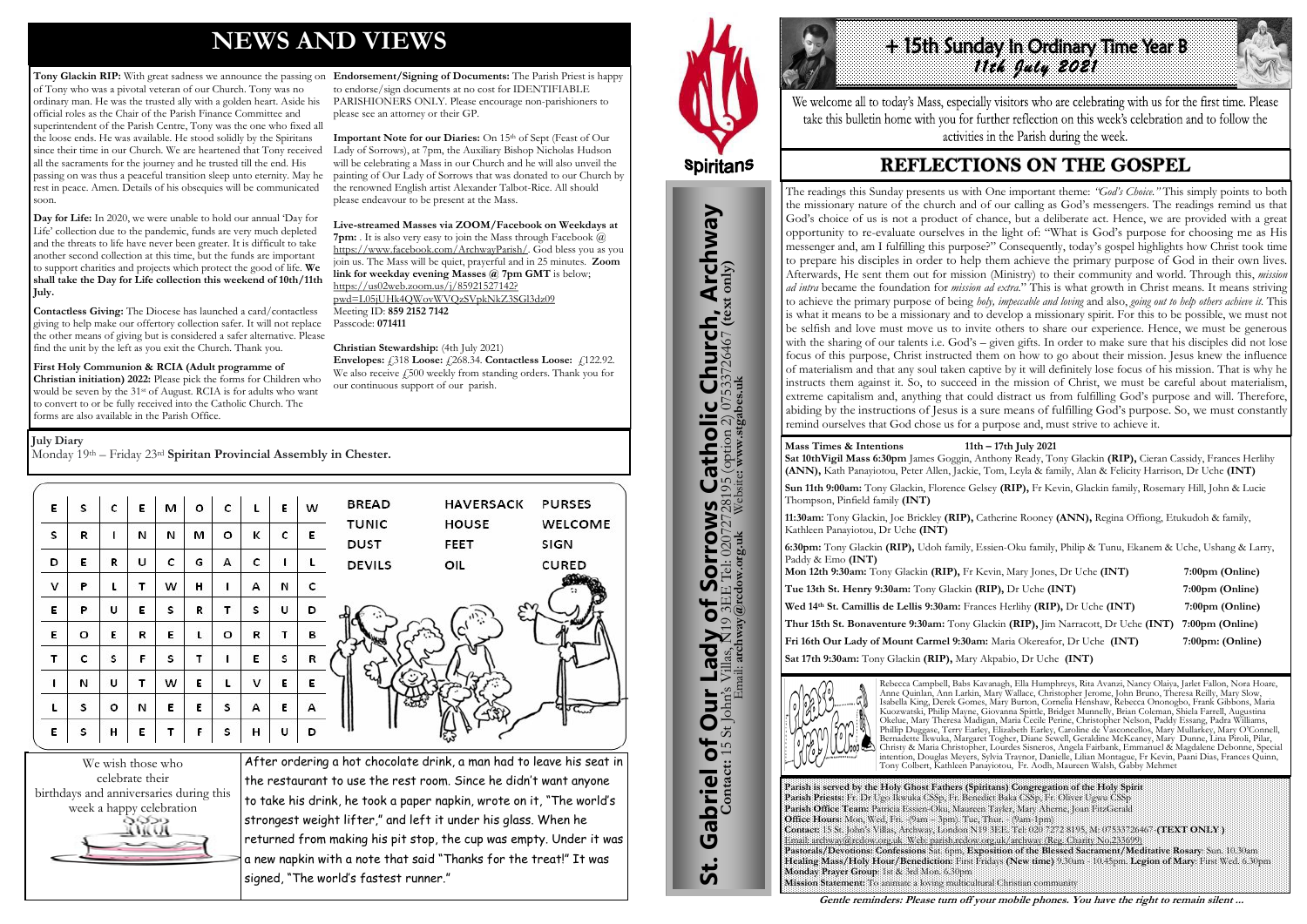# NEWS AND VIEWS

**Tony Glackin RIP:** With great sadness we announce the passing on of Tony who was a pivotal veteran of our Church. Tony was no ordinary man. He was the trusted ally with a golden heart. Aside his official roles as the Chair of the Parish Finance Committee and superintendent of the Parish Centre, Tony was the one who fixed all the loose ends. He was available. He stood solidly by the Spiritans since their time in our Church. We are heartened that Tony received all the sacraments for the journey and he trusted till the end. His passing on was thus a peaceful transition sleep unto eternity. May he rest in peace. Amen. Details of his obsequies will be communicated soon.

**Day for Life:** In 2020, we were unable to hold our annual 'Day for Life' collection due to the pandemic, funds are very much depleted and the threats to life have never been greater. It is difficult to take another second collection at this time, but the funds are important to support charities and projects which protect the good of life. **We shall take the Day for Life collection this weekend of 10th/11th July.**

**Contactless Giving:** The Diocese has launched a card/contactless giving to help make our offertory collection safer. It will not replace the other means of giving but is considered a safer alternative. Please find the unit by the left as you exit the Church. Thank you.

**First Holy Communion & RCIA (Adult programme of Christian initiation) 2022:** Please pick the forms for Children who would be seven by the 31st of August. RCIA is for adults who want to convert to or be fully received into the Catholic Church. The forms are also available in the Parish Office.

**Endorsement/Signing of Documents:** The Parish Priest is happy to endorse/sign documents at no cost for IDENTIFIABLE PARISHIONERS ONLY. Please encourage non-parishioners to please see an attorney or their GP.

**Important Note for our Diaries:** On 15th of Sept (Feast of Our Lady of Sorrows), at 7pm, the Auxiliary Bishop Nicholas Hudson will be celebrating a Mass in our Church and he will also unveil the painting of Our Lady of Sorrows that was donated to our Church by the renowned English artist Alexander Talbot-Rice. All should please endeavour to be present at the Mass.

**Live-streamed Masses via ZOOM/Facebook on Weekdays at 7pm:** . It is also very easy to join the Mass through Facebook @ https://www.facebook.com/ArchwayParish/. God bless you as you join us. The Mass will be quiet, prayerful and in 25 minutes. **Zoom link for weekday evening Masses @ 7pm GMT** is below; https://us02web.zoom.us/j/85921527142?pwd=L05jUHk4QWovWVQzSVpkNkZ3SGl3dz09
Meeting ID: **859 2152 7142**
Passcode: **071411**

**Christian Stewardship:** (4th July 2021)
**Envelopes:** £318 **Loose:** £268.34. **Contactless Loose:** £122.92. We also receive £500 weekly from standing orders. Thank you for our continuous support of our parish.

**July Diary**
Monday 19th – Friday 23rd **Spiritan Provincial Assembly in Chester.**

| | | | | | | | | | |
|---|---|---|---|---|---|---|---|---|---|
| E | S | C | E | M | O | C | L | E | W |
| S | R | I | N | N | M | O | K | C | E |
| D | E | R | U | C | G | A | C | I | L |
| V | P | L | T | W | H | I | A | N | C |
| E | P | U | E | S | R | T | S | U | D |
| E | O | E | R | E | L | O | R | T | B |
| T | C | S | F | S | T | I | E | S | R |
| I | N | U | T | W | E | L | V | E | E |
| L | S | O | N | E | E | S | A | E | A |
| E | S | H | E | T | F | S | H | U | D |

BREAD, TUNIC, DUST, DEVILS, HAVERSACK, HOUSE, FEET, OIL, PURSES, WELCOME, SIGN, CURED

We wish those who celebrate their birthdays and anniversaries during this week a happy celebration

After ordering a hot chocolate drink, a man had to leave his seat in the restaurant to use the rest room. Since he didn't want anyone to take his drink, he took a paper napkin, wrote on it, "The world's strongest weight lifter," and left it under his glass. When he returned from making his pit stop, the cup was empty. Under it was a new napkin with a note that said "Thanks for the treat!" It was signed, "The world's fastest runner."

Spiritans

**St. Gabriel of Our Lady of Sorrows Catholic Church, Archway**
**Contact:** 15 St John's Villas, N19 3EE Tel: 02072728195 (option 2) 07533726467 **(text only)**
Email: **archway@rcdow.org.uk** Website: **www.stgabes.uk**

# + 15th Sunday In Ordinary Time Year B
*11th July 2021*

We welcome all to today's Mass, especially visitors who are celebrating with us for the first time. Please take this bulletin home with you for further reflection on this week's celebration and to follow the activities in the Parish during the week.

## REFLECTIONS ON THE GOSPEL

The readings this Sunday presents us with One important theme: *"God's Choice."* This simply points to both the missionary nature of the church and of our calling as God's messengers. The readings remind us that God's choice of us is not a product of chance, but a deliberate act. Hence, we are provided with a great opportunity to re-evaluate ourselves in the light of: "What is God's purpose for choosing me as His messenger and, am I fulfilling this purpose?" Consequently, today's gospel highlights how Christ took time to prepare his disciples in order to help them achieve the primary purpose of God in their own lives. Afterwards, He sent them out for mission (Ministry) to their community and world. Through this, *mission ad intra* became the foundation for *mission ad extra*." This is what growth in Christ means. It means striving to achieve the primary purpose of being *holy, impeccable and loving* and also, *going out to help others achieve it*. This is what it means to be a missionary and to develop a missionary spirit. For this to be possible, we must not be selfish and love must move us to invite others to share our experience. Hence, we must be generous with the sharing of our talents i.e. God's – given gifts. In order to make sure that his disciples did not lose focus of this purpose, Christ instructed them on how to go about their mission. Jesus knew the influence of materialism and that any soul taken captive by it will definitely lose focus of his mission. That is why he instructs them against it. So, to succeed in the mission of Christ, we must be careful about materialism, extreme capitalism and, anything that could distract us from fulfilling God's purpose and will. Therefore, abiding by the instructions of Jesus is a sure means of fulfilling God's purpose. So, we must constantly remind ourselves that God chose us for a purpose and, must strive to achieve it.

**Mass Times & Intentions** **11th – 17th July 2021**

**Sat 10thVigil Mass 6:30pm** James Goggin, Anthony Ready, Tony Glackin **(RIP),** Cieran Cassidy, Frances Herlihy **(ANN),** Kath Panayiotou, Peter Allen, Jackie, Tom, Leyla & family, Alan & Felicity Harrison, Dr Uche **(INT)**

**Sun 11th 9:00am:** Tony Glackin, Florence Gelsey **(RIP),** Fr Kevin, Glackin family, Rosemary Hill, John & Lucie Thompson, Pinfield family **(INT)**

**11:30am:** Tony Glackin, Joe Brickley **(RIP),** Catherine Rooney **(ANN),** Regina Offiong, Etukudoh & family, Kathleen Panayiotou, Dr Uche **(INT)**

**6:30pm:** Tony Glackin **(RIP),** Udoh family, Essien-Oku family, Philip & Tunu, Ekanem & Uche, Ushang & Larry, Paddy & Emo **(INT)**

**Mon 12th 9:30am:** Tony Glackin **(RIP),** Fr Kevin, Mary Jones, Dr Uche **(INT)** **7:00pm (Online)**

**Tue 13th St. Henry 9:30am:** Tony Glackin **(RIP),** Dr Uche **(INT)** **7:00pm (Online)**

**Wed 14th St. Camillis de Lellis 9:30am:** Frances Herlihy **(RIP),** Dr Uche **(INT)** **7:00pm (Online)**

**Thur 15th St. Bonaventure 9:30am:** Tony Glackin **(RIP),** Jim Narracott, Dr Uche **(INT)** **7:00pm (Online)**

**Fri 16th Our Lady of Mount Carmel 9:30am:** Maria Okereafor, Dr Uche **(INT)** **7:00pm: (Online)**

**Sat 17th 9:30am:** Tony Glackin **(RIP),** Mary Akpabio, Dr Uche **(INT)**

Please Pray For...
Rebecca Campbell, Babs Kavanagh, Ella Humphreys, Rita Avanzi, Nancy Olaiya, Jarlet Fallon, Nora Hoare, Anne Quinlan, Ann Larkin, Mary Wallace, Christopher Jerome, John Bruno, Theresa Reilly, Mary Slow, Isabella King, Derek Gomes, Mary Burton, Cornelia Henshaw, Rebecca Ononogbo, Frank Gibbons, Maria Kuozwatski, Philip Mayne, Giovanna Spittle, Bridget Munnelly, Brian Coleman, Shiela Farrell, Augustina Okelue, Mary Theresa Madigan, Maria Cecile Perine, Christopher Nelson, Paddy Essang, Padra Williams, Phillip Duggase, Terry Earley, Elizabeth Earley, Caroline de Vasconcellos, Mary Mullarkey, Mary O'Connell, Bernadette Ikwuka, Margaret Togher, Diane Sewell, Geraldine McKeaney, Mary Dunne, Lina Piroli, Pilar, Christy & Maria Christopher, Lourdes Sisneros, Angela Fairbank, Emmanuel & Magdalene Debonne, Special intention, Douglas Meyers, Sylvia Traynor, Danielle, Lilian Montague, Fr Kevin, Paani Dias, Frances Quinn, Tony Colbert, Kathleen Panayiotou, Fr. Aodh, Maureen Walsh, Gabby Mehmet

**Parish is served by the Holy Ghost Fathers (Spiritans) Congregation of the Holy Spirit**
**Parish Priests:** Fr. Dr Ugo Ikwuka CSSp, Fr. Benedict Baka CSSp, Fr. Oliver Ugwu CSSp
**Parish Office Team:** Patricia Essien-Oku, Maureen Tayler, Mary Aherne, Joan FitzGerald
**Office Hours:** Mon, Wed, Fri. -(9am – 3pm). Tue, Thur. - (9am-1pm)
**Contact:** 15 St. John's Villas, Archway, London N19 3EE. Tel: 020 7272 8195. M: 07533726467 **(TEXT ONLY )**
Email: archway@rcdow.org.uk. Web: parishes.rcdow.org.uk/archway (Reg. Charity No 233699)
**Pastorals/Devotions: Confessions** Sat. 6pm, **Exposition of the Blessed Sacrament/Meditative Rosary**: Sun. 10.30am **Healing Mass/Holy Hour/Benediction**: First Fridays **(New time)** 9.30am - 10.45pm. **Legion of Mary**: First Wed. 6.30pm
**Monday Prayer Group**: 1st & 3rd Mon. 6.30pm
**Mission Statement:** To animate a loving multicultural Christian community

***Gentle reminders: Please turn off your mobile phones. You have the right to remain silent ...***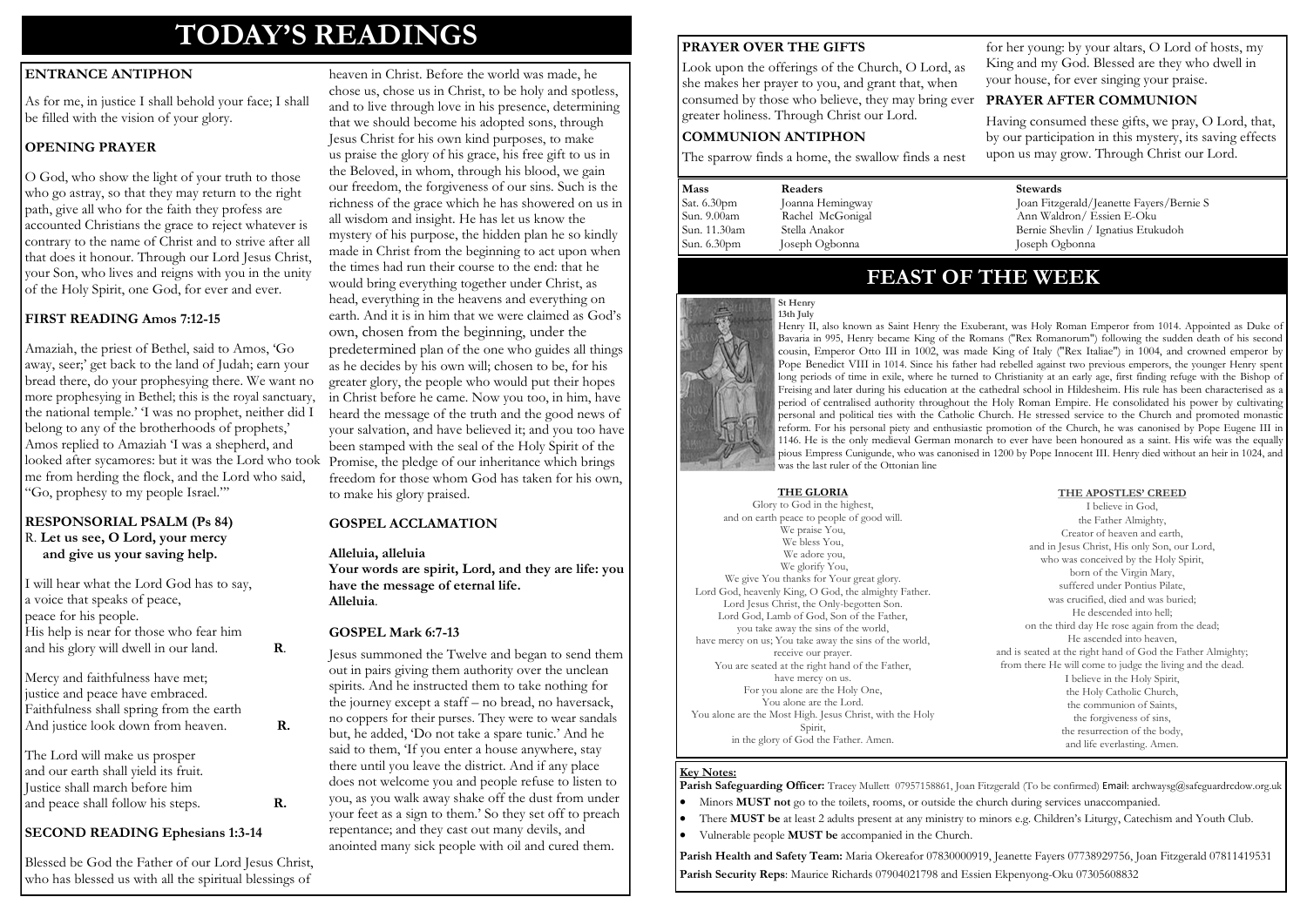# TODAY'S READINGS

### ENTRANCE ANTIPHON

As for me, in justice I shall behold your face; I shall be filled with the vision of your glory.

### OPENING PRAYER

O God, who show the light of your truth to those who go astray, so that they may return to the right path, give all who for the faith they profess are accounted Christians the grace to reject whatever is contrary to the name of Christ and to strive after all that does it honour. Through our Lord Jesus Christ, your Son, who lives and reigns with you in the unity of the Holy Spirit, one God, for ever and ever.

### FIRST READING Amos 7:12-15

Amaziah, the priest of Bethel, said to Amos, 'Go away, seer;' get back to the land of Judah; earn your bread there, do your prophesying there. We want no more prophesying in Bethel; this is the royal sanctuary, the national temple.' 'I was no prophet, neither did I belong to any of the brotherhoods of prophets,' Amos replied to Amaziah 'I was a shepherd, and looked after sycamores: but it was the Lord who took me from herding the flock, and the Lord who said, "Go, prophesy to my people Israel."'

### RESPONSORIAL PSALM (Ps 84)

R. **Let us see, O Lord, your mercy and give us your saving help.**

I will hear what the Lord God has to say,
a voice that speaks of peace,
peace for his people.
His help is near for those who fear him
and his glory will dwell in our land. **R**.

Mercy and faithfulness have met;
justice and peace have embraced.
Faithfulness shall spring from the earth
And justice look down from heaven. **R.**

The Lord will make us prosper
and our earth shall yield its fruit.
Justice shall march before him
and peace shall follow his steps. **R.**

### SECOND READING Ephesians 1:3-14

Blessed be God the Father of our Lord Jesus Christ, who has blessed us with all the spiritual blessings of heaven in Christ. Before the world was made, he chose us, chose us in Christ, to be holy and spotless, and to live through love in his presence, determining that we should become his adopted sons, through Jesus Christ for his own kind purposes, to make us praise the glory of his grace, his free gift to us in the Beloved, in whom, through his blood, we gain our freedom, the forgiveness of our sins. Such is the richness of the grace which he has showered on us in all wisdom and insight. He has let us know the mystery of his purpose, the hidden plan he so kindly made in Christ from the beginning to act upon when the times had run their course to the end: that he would bring everything together under Christ, as head, everything in the heavens and everything on earth. And it is in him that we were claimed as God's own, chosen from the beginning, under the predetermined plan of the one who guides all things as he decides by his own will; chosen to be, for his greater glory, the people who would put their hopes in Christ before he came. Now you too, in him, have heard the message of the truth and the good news of your salvation, and have believed it; and you too have been stamped with the seal of the Holy Spirit of the Promise, the pledge of our inheritance which brings freedom for those whom God has taken for his own, to make his glory praised.

### GOSPEL ACCLAMATION

**Alleluia, alleluia**
**Your words are spirit, Lord, and they are life: you have the message of eternal life.**
**Alleluia**.

### GOSPEL Mark 6:7-13

Jesus summoned the Twelve and began to send them out in pairs giving them authority over the unclean spirits. And he instructed them to take nothing for the journey except a staff – no bread, no haversack, no coppers for their purses. They were to wear sandals but, he added, 'Do not take a spare tunic.' And he said to them, 'If you enter a house anywhere, stay there until you leave the district. And if any place does not welcome you and people refuse to listen to you, as you walk away shake off the dust from under your feet as a sign to them.' So they set off to preach repentance; and they cast out many devils, and anointed many sick people with oil and cured them.

### PRAYER OVER THE GIFTS

Look upon the offerings of the Church, O Lord, as she makes her prayer to you, and grant that, when consumed by those who believe, they may bring ever greater holiness. Through Christ our Lord.

### COMMUNION ANTIPHON

The sparrow finds a home, the swallow finds a nest for her young: by your altars, O Lord of hosts, my King and my God. Blessed are they who dwell in your house, for ever singing your praise.

### PRAYER AFTER COMMUNION

Having consumed these gifts, we pray, O Lord, that, by our participation in this mystery, its saving effects upon us may grow. Through Christ our Lord.

| Mass | Readers | Stewards |
|---|---|---|
| Sat. 6.30pm | Joanna Hemingway | Joan Fitzgerald/Jeanette Fayers/Bernie S |
| Sun. 9.00am | Rachel McGonigal | Ann Waldron/ Essien E-Oku |
| Sun. 11.30am | Stella Anakor | Bernie Shevlin / Ignatius Etukudoh |
| Sun. 6.30pm | Joseph Ogbonna | Joseph Ogbonna |

# FEAST OF THE WEEK

**St Henry**
**13th July**

Henry II, also known as Saint Henry the Exuberant, was Holy Roman Emperor from 1014. Appointed as Duke of Bavaria in 995, Henry became King of the Romans ("Rex Romanorum") following the sudden death of his second cousin, Emperor Otto III in 1002, was made King of Italy ("Rex Italiae") in 1004, and crowned emperor by Pope Benedict VIII in 1014. Since his father had rebelled against two previous emperors, the younger Henry spent long periods of time in exile, where he turned to Christianity at an early age, first finding refuge with the Bishop of Freising and later during his education at the cathedral school in Hildesheim. His rule has been characterised as a period of centralised authority throughout the Holy Roman Empire. He consolidated his power by cultivating personal and political ties with the Catholic Church. He stressed service to the Church and promoted monastic reform. For his personal piety and enthusiastic promotion of the Church, he was canonised by Pope Eugene III in 1146. He is the only medieval German monarch to ever have been honoured as a saint. His wife was the equally pious Empress Cunigunde, who was canonised in 1200 by Pope Innocent III. Henry died without an heir in 1024, and was the last ruler of the Ottonian line

**THE GLORIA**

Glory to God in the highest,
and on earth peace to people of good will.
We praise You,
We bless You,
We adore you,
We glorify You,
We give You thanks for Your great glory.
Lord God, heavenly King, O God, the almighty Father.
Lord Jesus Christ, the Only-begotten Son.
Lord God, Lamb of God, Son of the Father,
you take away the sins of the world,
have mercy on us; You take away the sins of the world,
receive our prayer.
You are seated at the right hand of the Father,
have mercy on us.
For you alone are the Holy One,
You alone are the Lord.
You alone are the Most High. Jesus Christ, with the Holy Spirit,
in the glory of God the Father. Amen.

**THE APOSTLES' CREED**

I believe in God,
the Father Almighty,
Creator of heaven and earth,
and in Jesus Christ, His only Son, our Lord,
who was conceived by the Holy Spirit,
born of the Virgin Mary,
suffered under Pontius Pilate,
was crucified, died and was buried;
He descended into hell;
on the third day He rose again from the dead;
He ascended into heaven,
and is seated at the right hand of God the Father Almighty;
from there He will come to judge the living and the dead.
I believe in the Holy Spirit,
the Holy Catholic Church,
the communion of Saints,
the forgiveness of sins,
the resurrection of the body,
and life everlasting. Amen.

**Key Notes:**

**Parish Safeguarding Officer:** Tracey Mullett 07957158861, Joan Fitzgerald (To be confirmed) Email: archwaysg@safeguardrcdow.org.uk

- Minors **MUST not** go to the toilets, rooms, or outside the church during services unaccompanied.
- There **MUST be** at least 2 adults present at any ministry to minors e.g. Children's Liturgy, Catechism and Youth Club.
- Vulnerable people **MUST be** accompanied in the Church.

**Parish Health and Safety Team:** Maria Okereafor 07830000919, Jeanette Fayers 07738929756, Joan Fitzgerald 07811419531

**Parish Security Reps**: Maurice Richards 07904021798 and Essien Ekpenyong-Oku 07305608832